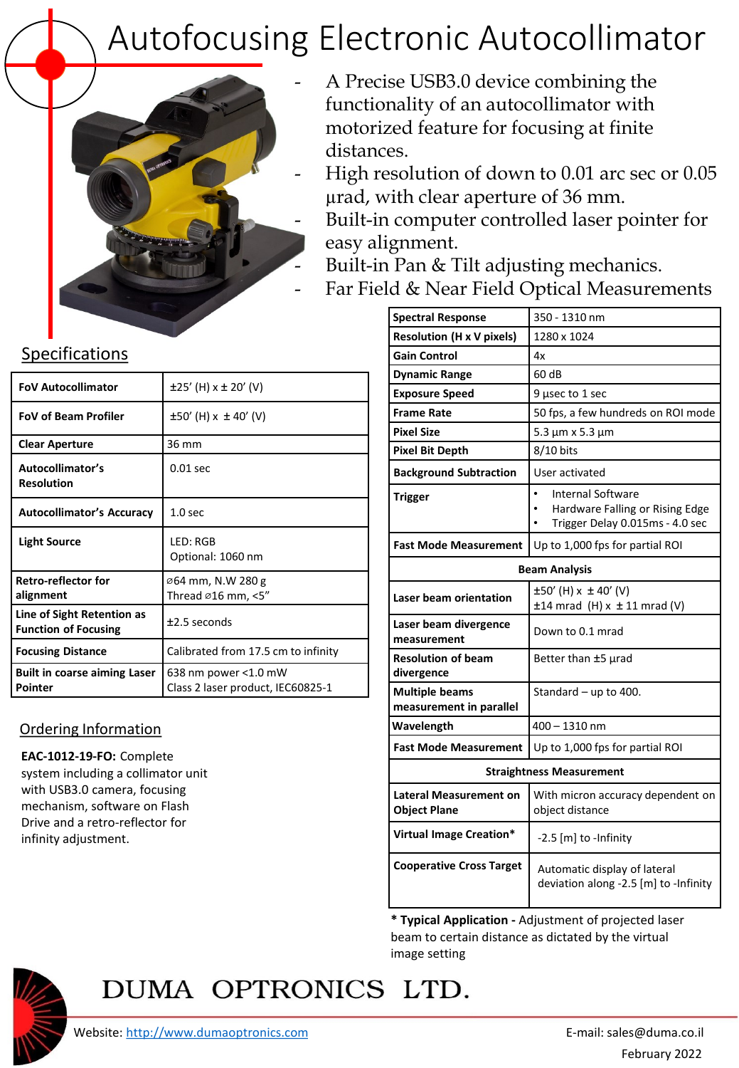# Autofocusing Electronic Autocollimator

- A Precise USB3.0 device combining the functionality of an autocollimator with motorized feature for focusing at finite distances.
- High resolution of down to 0.01 arc sec or 0.05 µrad, with clear aperture of 36 mm.
- Built-in computer controlled laser pointer for easy alignment.
- Built-in Pan & Tilt adjusting mechanics.
- Far Field & Near Field Optical Measurements

## Specifications

| | |
|---|---|
| **FoV Autocollimator** | ±25' (H) x ± 20' (V) |
| **FoV of Beam Profiler** | ±50' (H) x ± 40' (V) |
| **Clear Aperture** | 36 mm |
| **Autocollimator's Resolution** | 0.01 sec |
| **Autocollimator's Accuracy** | 1.0 sec |
| **Light Source** | LED: RGB<br>Optional: 1060 nm |
| **Retro-reflector for alignment** | ⌀64 mm, N.W 280 g<br>Thread ⌀16 mm, <5" |
| **Line of Sight Retention as Function of Focusing** | ±2.5 seconds |
| **Focusing Distance** | Calibrated from 17.5 cm to infinity |
| **Built in coarse aiming Laser Pointer** | 638 nm power <1.0 mW<br>Class 2 laser product, IEC60825-1 |

| | |
|---|---|
| **Spectral Response** | 350 - 1310 nm |
| **Resolution (H x V pixels)** | 1280 x 1024 |
| **Gain Control** | 4x |
| **Dynamic Range** | 60 dB |
| **Exposure Speed** | 9 µsec to 1 sec |
| **Frame Rate** | 50 fps, a few hundreds on ROI mode |
| **Pixel Size** | 5.3 µm x 5.3 µm |
| **Pixel Bit Depth** | 8/10 bits |
| **Background Subtraction** | User activated |
| **Trigger** | • Internal Software<br>• Hardware Falling or Rising Edge<br>• Trigger Delay 0.015ms - 4.0 sec |
| **Fast Mode Measurement** | Up to 1,000 fps for partial ROI |
| **Beam Analysis** | |
| **Laser beam orientation** | ±50' (H) x ± 40' (V)<br>±14 mrad (H) x ± 11 mrad (V) |
| **Laser beam divergence measurement** | Down to 0.1 mrad |
| **Resolution of beam divergence** | Better than ±5 µrad |
| **Multiple beams measurement in parallel** | Standard – up to 400. |
| **Wavelength** | 400 – 1310 nm |
| **Fast Mode Measurement** | Up to 1,000 fps for partial ROI |
| **Straightness Measurement** | |
| **Lateral Measurement on Object Plane** | With micron accuracy dependent on object distance |
| **Virtual Image Creation*** | -2.5 [m] to -Infinity |
| **Cooperative Cross Target** | Automatic display of lateral deviation along -2.5 [m] to -Infinity |

**\* Typical Application -** Adjustment of projected laser beam to certain distance as dictated by the virtual image setting

## Ordering Information

**EAC-1012-19-FO:** Complete system including a collimator unit with USB3.0 camera, focusing mechanism, software on Flash Drive and a retro-reflector for infinity adjustment.

DUMA OPTRONICS LTD.

Website: [http://www.dumaoptronics.com](http://www.dumaoptronics.com)

E-mail: sales@duma.co.il

February 2022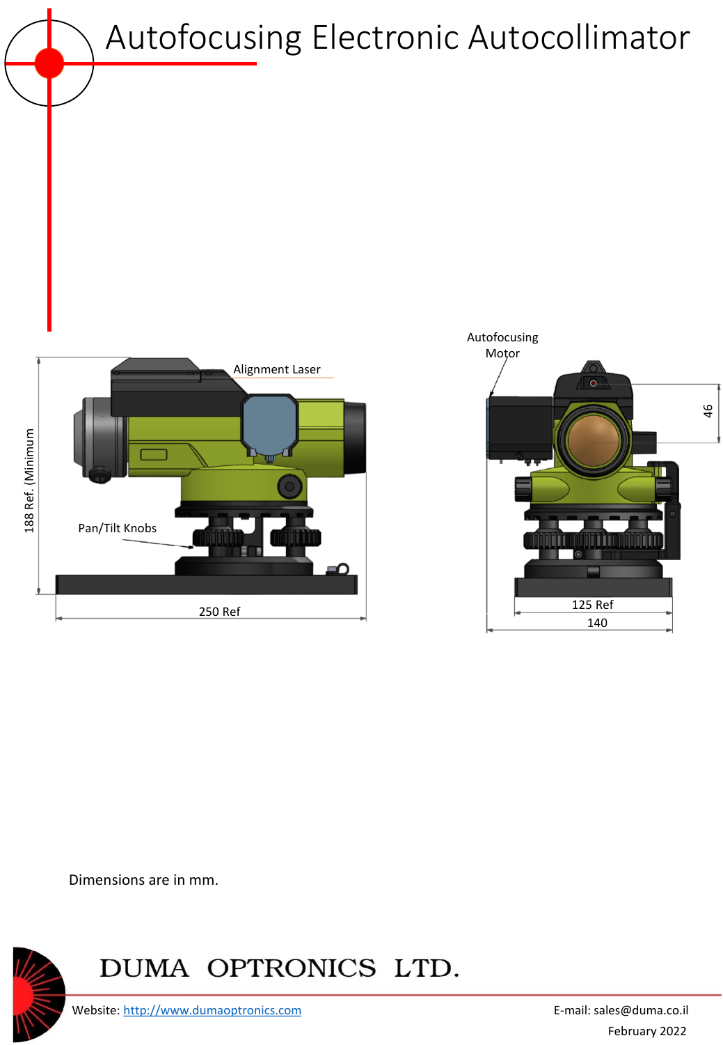# Autofocusing Electronic Autocollimator

Alignment Laser

Autofocusing Motor

Pan/Tilt Knobs

188 Ref. (Minimum

250 Ref

46

125 Ref

140

Dimensions are in mm.

DUMA OPTRONICS LTD.

Website: http://www.dumaoptronics.com

E-mail: sales@duma.co.il

February 2022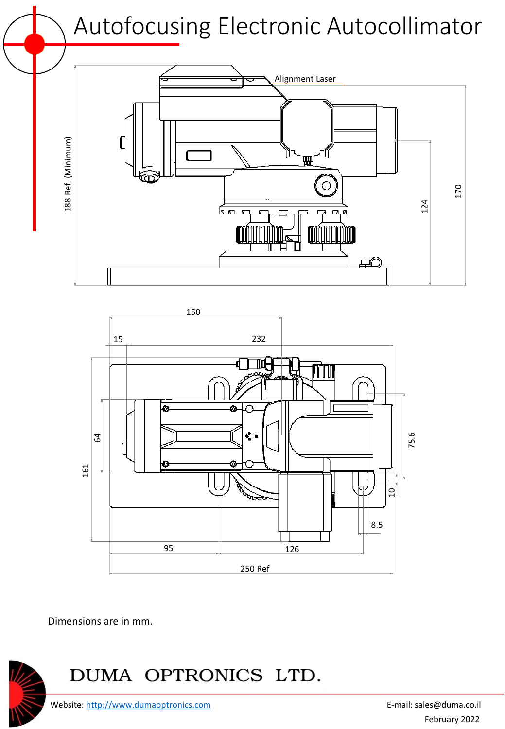# Autofocusing Electronic Autocollimator

Alignment Laser

188 Ref. (Minimum)

124

170

150

15

232

64

161

75.6

10

8.5

95

126

250 Ref

Dimensions are in mm.

DUMA OPTRONICS LTD.

Website: http://www.dumaoptronics.com

E-mail: sales@duma.co.il

February 2022